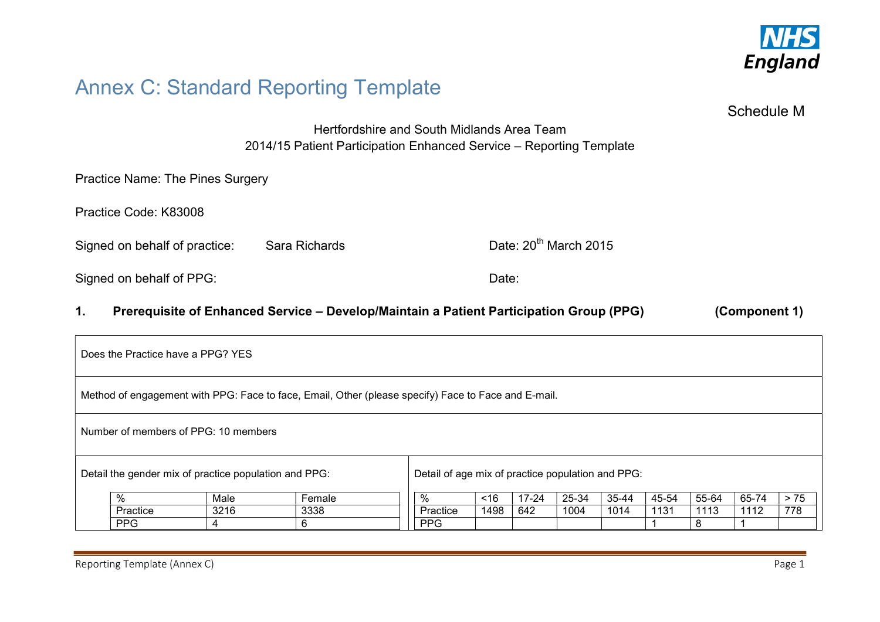NHS England

# Annex C: Standard Reporting Template

Schedule M

Hertfordshire and South Midlands Area Team
2014/15 Patient Participation Enhanced Service – Reporting Template

Practice Name: The Pines Surgery

Practice Code: K83008

Signed on behalf of practice: Sara Richards Date: 20th March 2015

Signed on behalf of PPG: Date:

## 1. Prerequisite of Enhanced Service – Develop/Maintain a Patient Participation Group (PPG) (Component 1)

Does the Practice have a PPG? YES

Method of engagement with PPG: Face to face, Email, Other (please specify) Face to Face and E-mail.

Number of members of PPG: 10 members

Detail the gender mix of practice population and PPG:

| % | Male | Female |
|---|---|---|
| Practice | 3216 | 3338 |
| PPG | 4 | 6 |

Detail of age mix of practice population and PPG:

| % | <16 | 17-24 | 25-34 | 35-44 | 45-54 | 55-64 | 65-74 | > 75 |
|---|---|---|---|---|---|---|---|---|
| Practice | 1498 | 642 | 1004 | 1014 | 1131 | 1113 | 1112 | 778 |
| PPG | | | | | 1 | 8 | 1 | |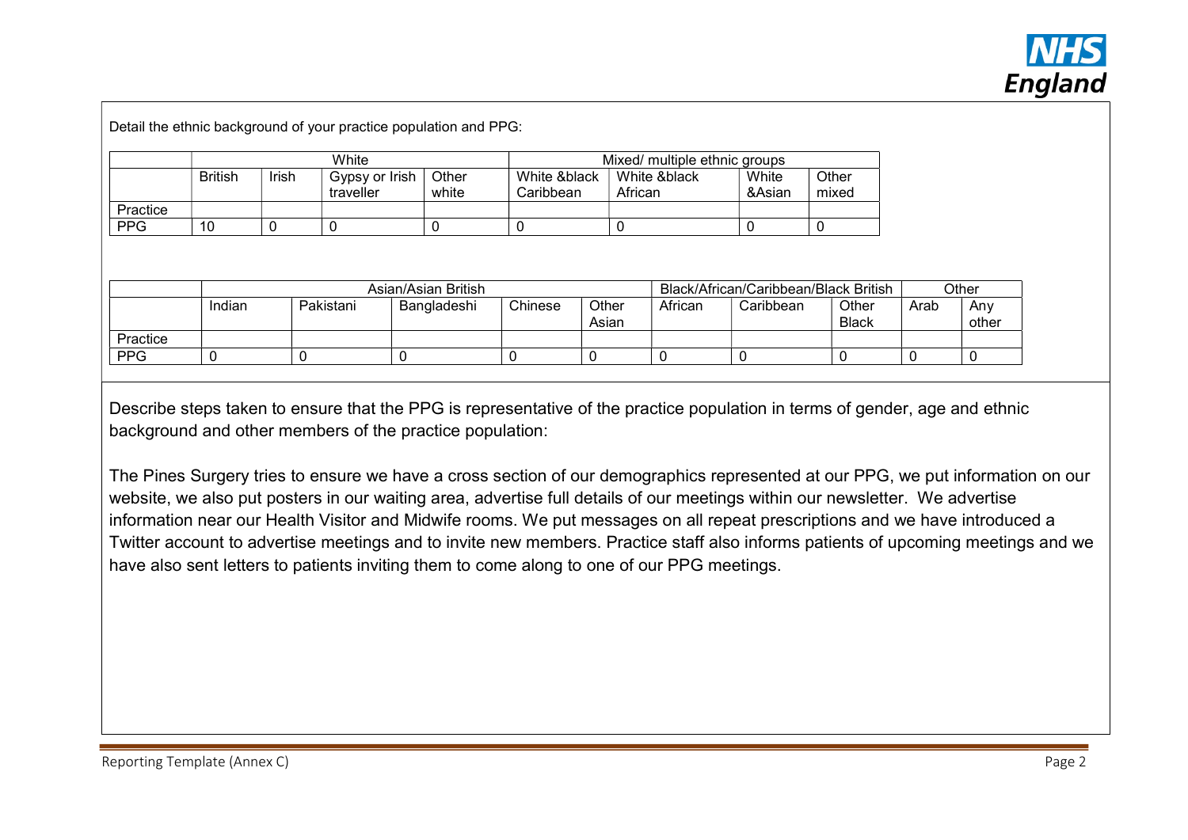Detail the ethnic background of your practice population and PPG:

| | White | | | | Mixed/ multiple ethnic groups | | | |
|---|---|---|---|---|---|---|---|---|
| | British | Irish | Gypsy or Irish traveller | Other white | White &black Caribbean | White &black African | White &Asian | Other mixed |
| Practice | | | | | | | | |
| PPG | 10 | 0 | 0 | 0 | 0 | 0 | 0 | 0 |

| | Asian/Asian British | | | | | Black/African/Caribbean/Black British | | | Other | |
|---|---|---|---|---|---|---|---|---|---|---|
| | Indian | Pakistani | Bangladeshi | Chinese | Other Asian | African | Caribbean | Other Black | Arab | Any other |
| Practice | | | | | | | | | | |
| PPG | 0 | 0 | 0 | 0 | 0 | 0 | 0 | 0 | 0 | 0 |

Describe steps taken to ensure that the PPG is representative of the practice population in terms of gender, age and ethnic background and other members of the practice population:

The Pines Surgery tries to ensure we have a cross section of our demographics represented at our PPG, we put information on our website, we also put posters in our waiting area, advertise full details of our meetings within our newsletter. We advertise information near our Health Visitor and Midwife rooms. We put messages on all repeat prescriptions and we have introduced a Twitter account to advertise meetings and to invite new members. Practice staff also informs patients of upcoming meetings and we have also sent letters to patients inviting them to come along to one of our PPG meetings.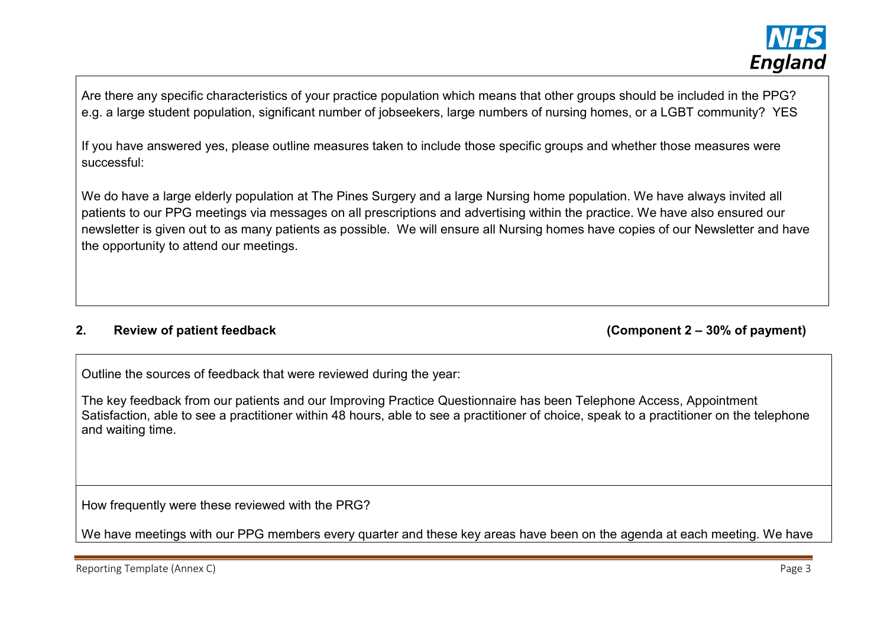Are there any specific characteristics of your practice population which means that other groups should be included in the PPG? e.g. a large student population, significant number of jobseekers, large numbers of nursing homes, or a LGBT community? YES

If you have answered yes, please outline measures taken to include those specific groups and whether those measures were successful:

We do have a large elderly population at The Pines Surgery and a large Nursing home population. We have always invited all patients to our PPG meetings via messages on all prescriptions and advertising within the practice. We have also ensured our newsletter is given out to as many patients as possible. We will ensure all Nursing homes have copies of our Newsletter and have the opportunity to attend our meetings.

## 2. Review of patient feedback (Component 2 – 30% of payment)

Outline the sources of feedback that were reviewed during the year:

The key feedback from our patients and our Improving Practice Questionnaire has been Telephone Access, Appointment Satisfaction, able to see a practitioner within 48 hours, able to see a practitioner of choice, speak to a practitioner on the telephone and waiting time.

How frequently were these reviewed with the PRG?

We have meetings with our PPG members every quarter and these key areas have been on the agenda at each meeting. We have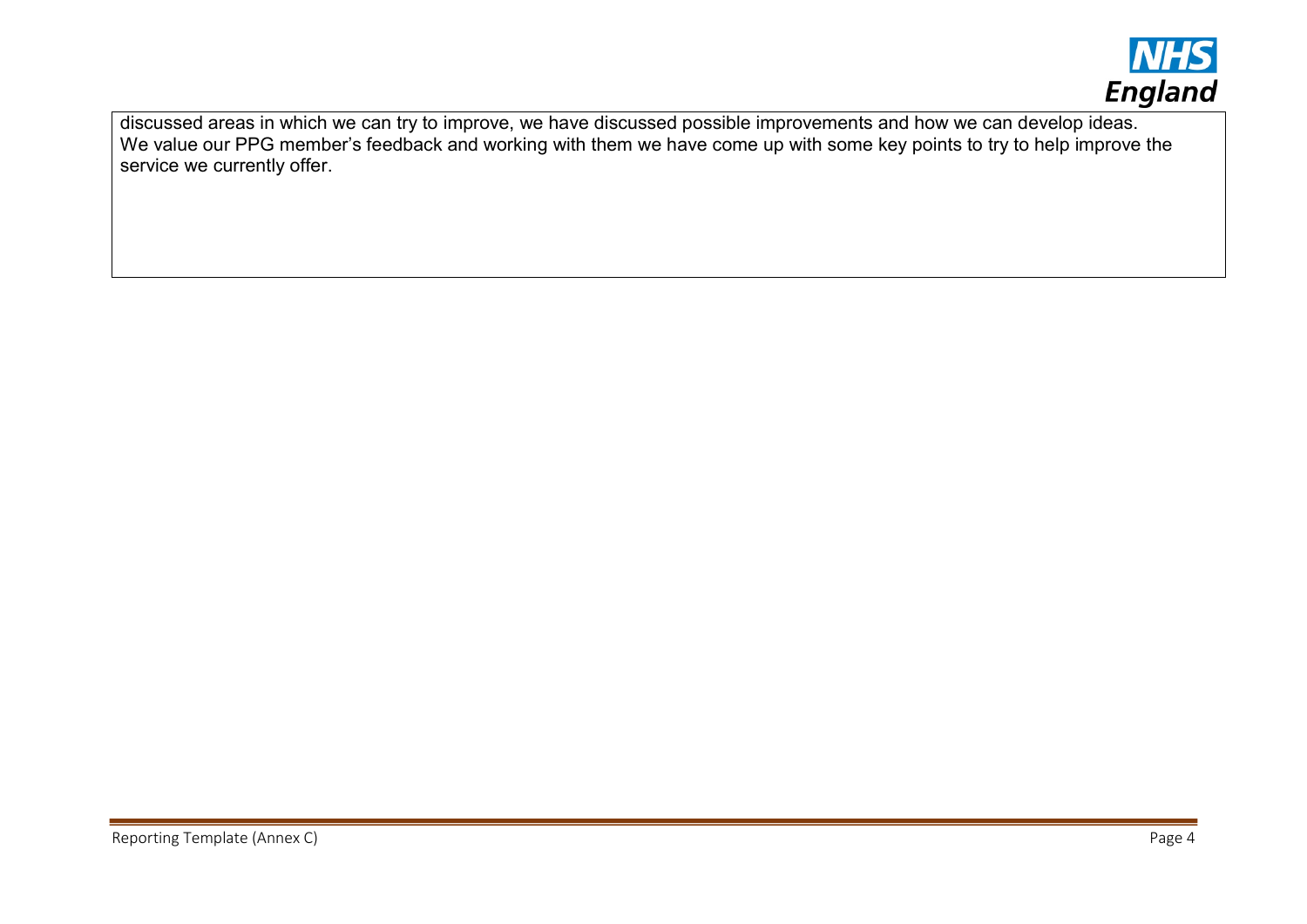discussed areas in which we can try to improve, we have discussed possible improvements and how we can develop ideas.
We value our PPG member's feedback and working with them we have come up with some key points to try to help improve the service we currently offer.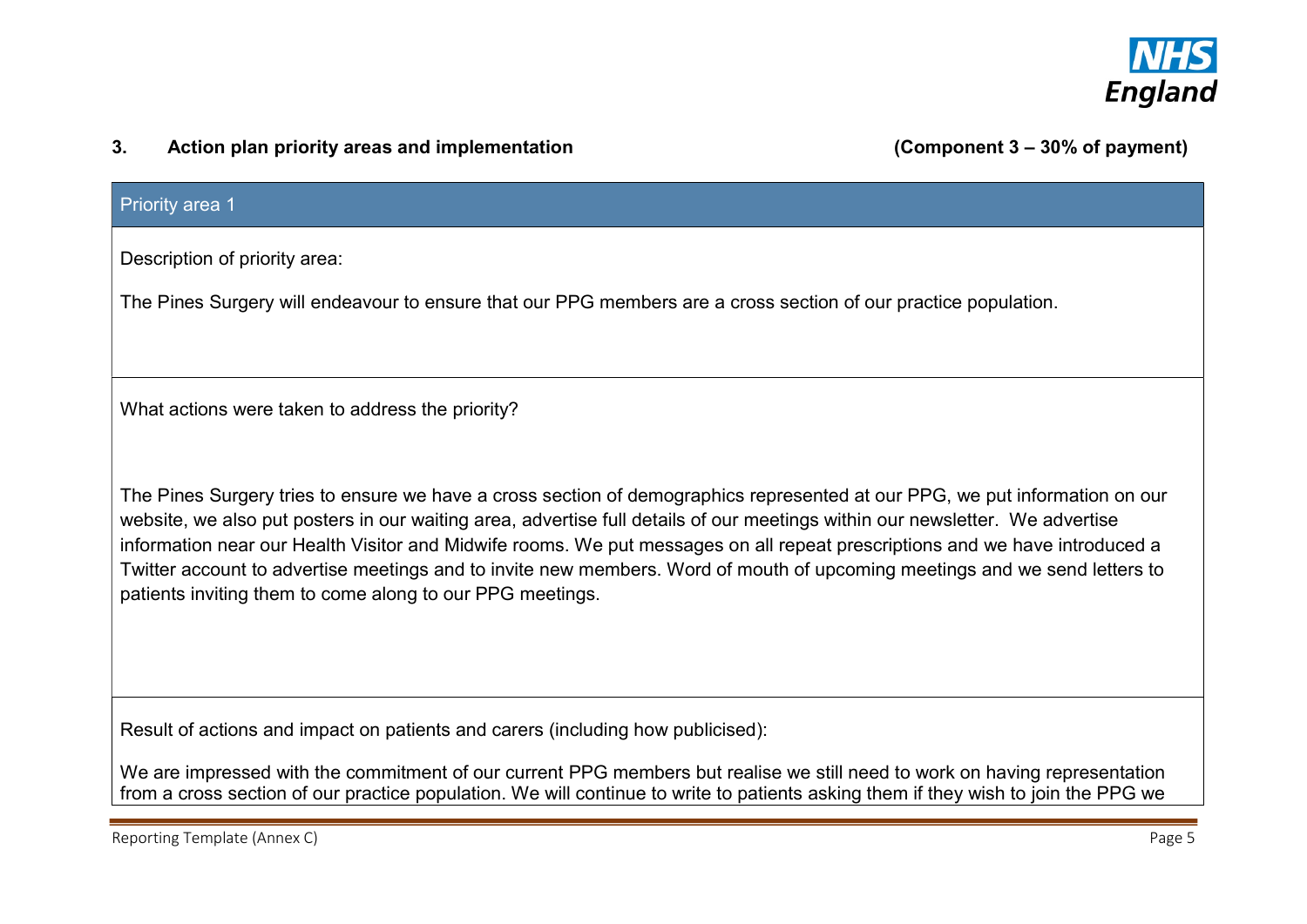### 3. Action plan priority areas and implementation (Component 3 – 30% of payment)

| Priority area 1 |
|---|
| Description of priority area:<br><br>The Pines Surgery will endeavour to ensure that our PPG members are a cross section of our practice population. |
| What actions were taken to address the priority?<br><br>The Pines Surgery tries to ensure we have a cross section of demographics represented at our PPG, we put information on our website, we also put posters in our waiting area, advertise full details of our meetings within our newsletter. We advertise information near our Health Visitor and Midwife rooms. We put messages on all repeat prescriptions and we have introduced a Twitter account to advertise meetings and to invite new members. Word of mouth of upcoming meetings and we send letters to patients inviting them to come along to our PPG meetings. |
| Result of actions and impact on patients and carers (including how publicised):<br><br>We are impressed with the commitment of our current PPG members but realise we still need to work on having representation from a cross section of our practice population. We will continue to write to patients asking them if they wish to join the PPG we |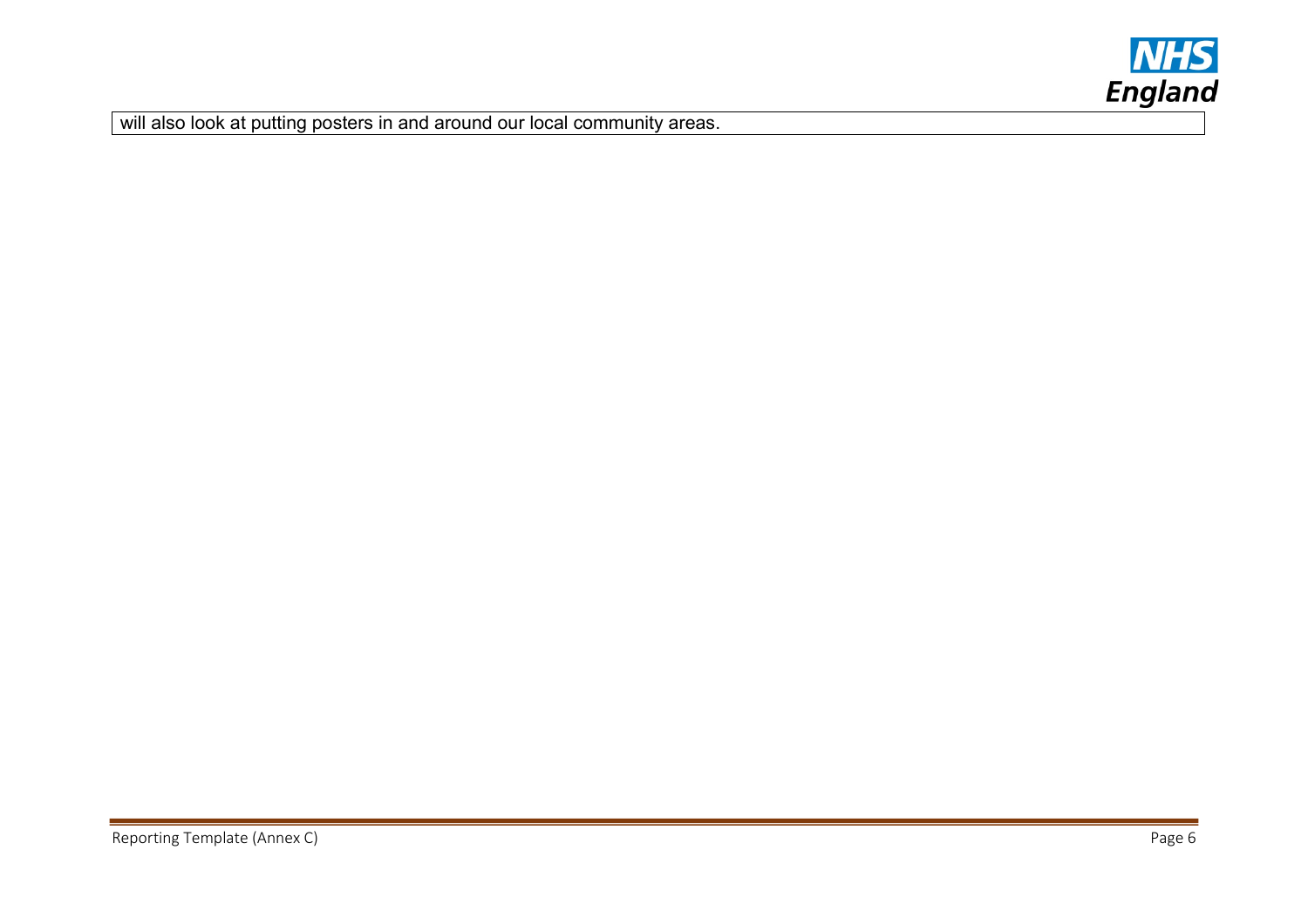will also look at putting posters in and around our local community areas.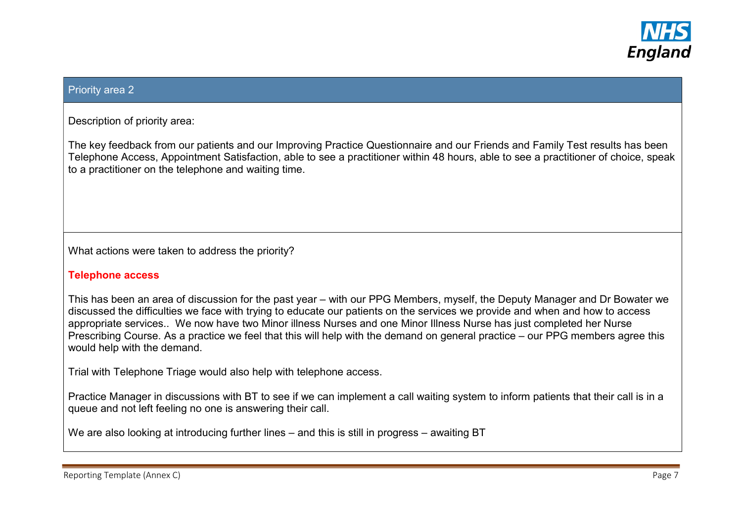## Priority area 2

Description of priority area:

The key feedback from our patients and our Improving Practice Questionnaire and our Friends and Family Test results has been Telephone Access, Appointment Satisfaction, able to see a practitioner within 48 hours, able to see a practitioner of choice, speak to a practitioner on the telephone and waiting time.

What actions were taken to address the priority?

**Telephone access**

This has been an area of discussion for the past year – with our PPG Members, myself, the Deputy Manager and Dr Bowater we discussed the difficulties we face with trying to educate our patients on the services we provide and when and how to access appropriate services.. We now have two Minor illness Nurses and one Minor Illness Nurse has just completed her Nurse Prescribing Course. As a practice we feel that this will help with the demand on general practice – our PPG members agree this would help with the demand.

Trial with Telephone Triage would also help with telephone access.

Practice Manager in discussions with BT to see if we can implement a call waiting system to inform patients that their call is in a queue and not left feeling no one is answering their call.

We are also looking at introducing further lines – and this is still in progress – awaiting BT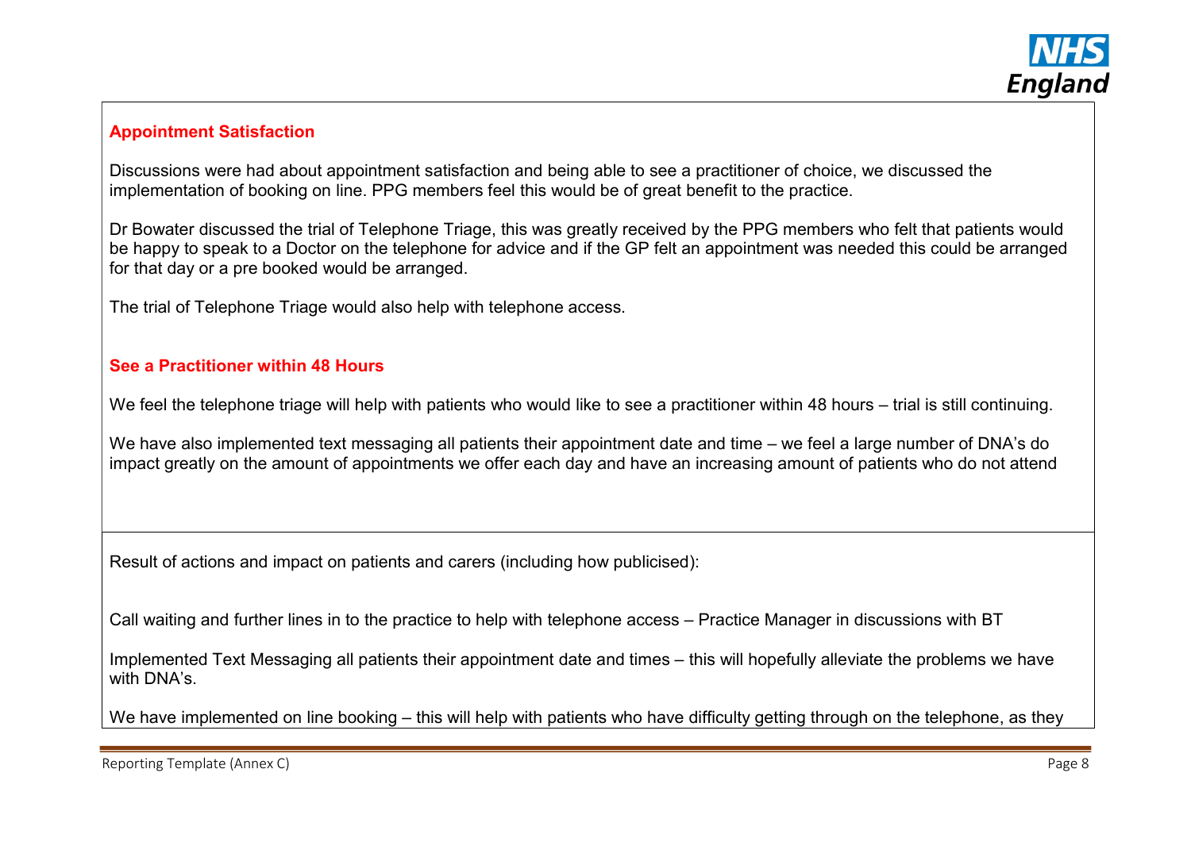**Appointment Satisfaction**

Discussions were had about appointment satisfaction and being able to see a practitioner of choice, we discussed the implementation of booking on line. PPG members feel this would be of great benefit to the practice.

Dr Bowater discussed the trial of Telephone Triage, this was greatly received by the PPG members who felt that patients would be happy to speak to a Doctor on the telephone for advice and if the GP felt an appointment was needed this could be arranged for that day or a pre booked would be arranged.

The trial of Telephone Triage would also help with telephone access.

**See a Practitioner within 48 Hours**

We feel the telephone triage will help with patients who would like to see a practitioner within 48 hours – trial is still continuing.

We have also implemented text messaging all patients their appointment date and time – we feel a large number of DNA's do impact greatly on the amount of appointments we offer each day and have an increasing amount of patients who do not attend

Result of actions and impact on patients and carers (including how publicised):

Call waiting and further lines in to the practice to help with telephone access – Practice Manager in discussions with BT

Implemented Text Messaging all patients their appointment date and times – this will hopefully alleviate the problems we have with DNA's.

We have implemented on line booking – this will help with patients who have difficulty getting through on the telephone, as they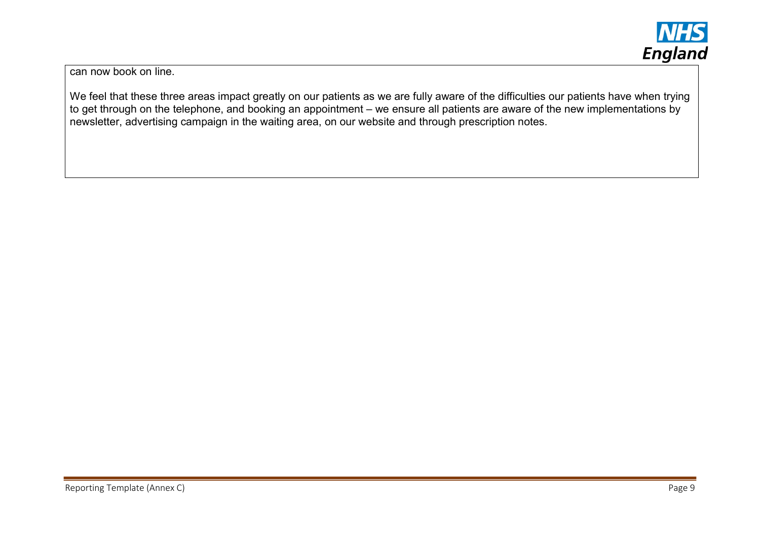can now book on line.

We feel that these three areas impact greatly on our patients as we are fully aware of the difficulties our patients have when trying to get through on the telephone, and booking an appointment – we ensure all patients are aware of the new implementations by newsletter, advertising campaign in the waiting area, on our website and through prescription notes.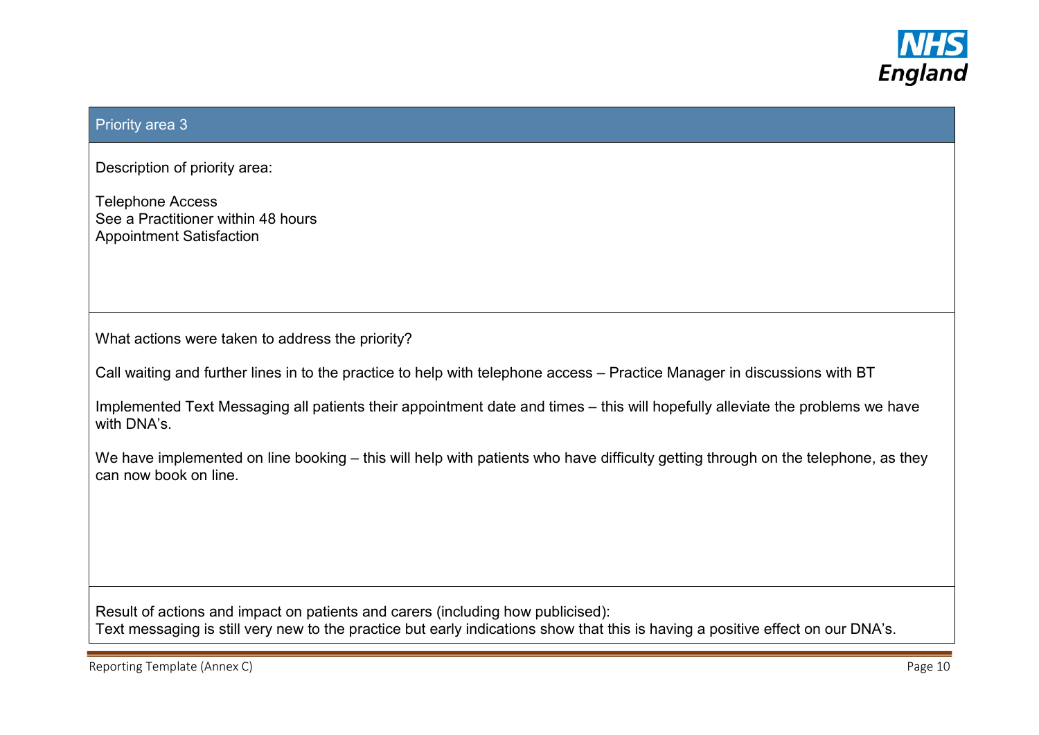## Priority area 3

Description of priority area:

Telephone Access
See a Practitioner within 48 hours
Appointment Satisfaction

What actions were taken to address the priority?

Call waiting and further lines in to the practice to help with telephone access – Practice Manager in discussions with BT

Implemented Text Messaging all patients their appointment date and times – this will hopefully alleviate the problems we have with DNA's.

We have implemented on line booking – this will help with patients who have difficulty getting through on the telephone, as they can now book on line.

Result of actions and impact on patients and carers (including how publicised):
Text messaging is still very new to the practice but early indications show that this is having a positive effect on our DNA's.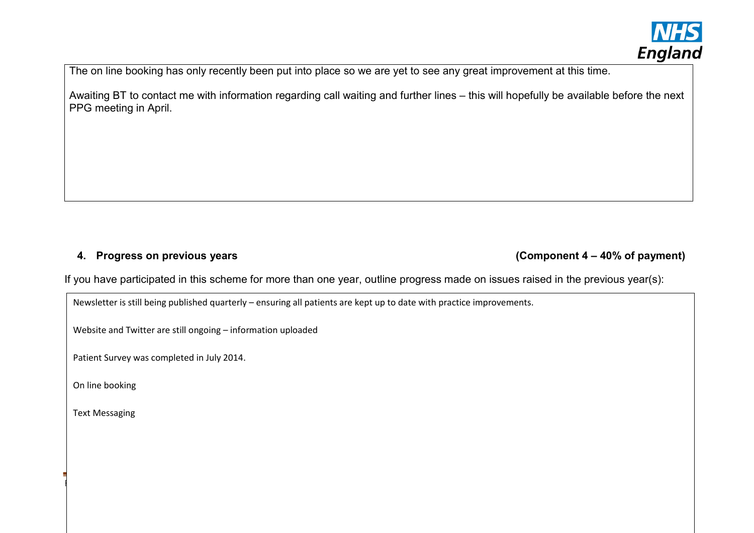The on line booking has only recently been put into place so we are yet to see any great improvement at this time.

Awaiting BT to contact me with information regarding call waiting and further lines – this will hopefully be available before the next PPG meeting in April.

## 4. Progress on previous years (Component 4 – 40% of payment)

If you have participated in this scheme for more than one year, outline progress made on issues raised in the previous year(s):

Newsletter is still being published quarterly – ensuring all patients are kept up to date with practice improvements.

Website and Twitter are still ongoing – information uploaded

Patient Survey was completed in July 2014.

On line booking

Text Messaging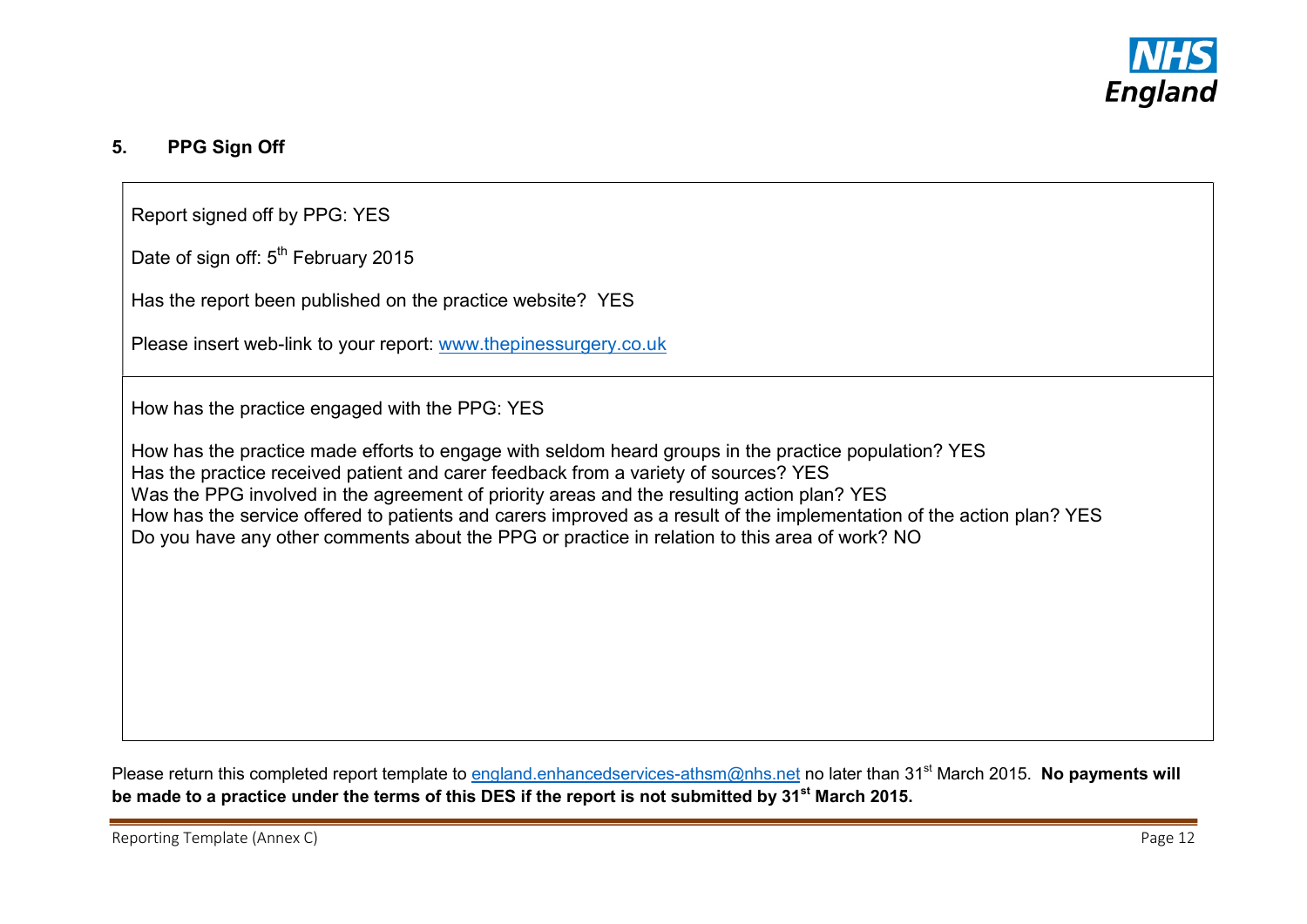## 5. PPG Sign Off

Report signed off by PPG: YES

Date of sign off: 5th February 2015

Has the report been published on the practice website? YES

Please insert web-link to your report: [www.thepinessurgery.co.uk](http://www.thepinessurgery.co.uk)

How has the practice engaged with the PPG: YES

How has the practice made efforts to engage with seldom heard groups in the practice population? YES
Has the practice received patient and carer feedback from a variety of sources? YES
Was the PPG involved in the agreement of priority areas and the resulting action plan? YES
How has the service offered to patients and carers improved as a result of the implementation of the action plan? YES
Do you have any other comments about the PPG or practice in relation to this area of work? NO

Please return this completed report template to england.enhancedservices-athsm@nhs.net no later than 31st March 2015. **No payments will be made to a practice under the terms of this DES if the report is not submitted by 31st March 2015.**